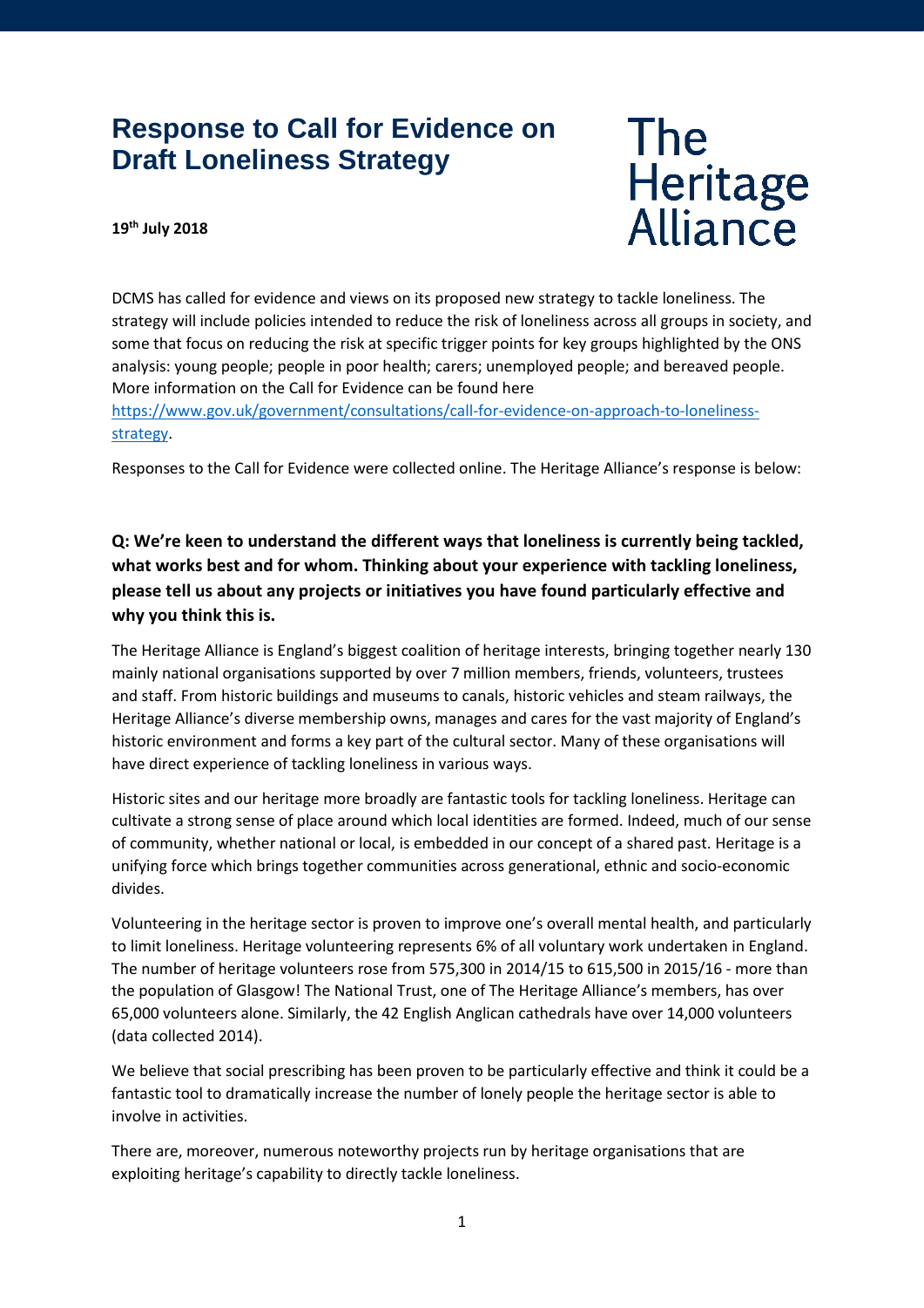# Response to Call for Evidence on Draft Loneliness Strategy

The Heritage Alliance

**19th July 2018**

DCMS has called for evidence and views on its proposed new strategy to tackle loneliness. The strategy will include policies intended to reduce the risk of loneliness across all groups in society, and some that focus on reducing the risk at specific trigger points for key groups highlighted by the ONS analysis: young people; people in poor health; carers; unemployed people; and bereaved people. More information on the Call for Evidence can be found here https://www.gov.uk/government/consultations/call-for-evidence-on-approach-to-loneliness-strategy.

Responses to the Call for Evidence were collected online. The Heritage Alliance's response is below:

**Q: We're keen to understand the different ways that loneliness is currently being tackled, what works best and for whom. Thinking about your experience with tackling loneliness, please tell us about any projects or initiatives you have found particularly effective and why you think this is.**

The Heritage Alliance is England's biggest coalition of heritage interests, bringing together nearly 130 mainly national organisations supported by over 7 million members, friends, volunteers, trustees and staff. From historic buildings and museums to canals, historic vehicles and steam railways, the Heritage Alliance's diverse membership owns, manages and cares for the vast majority of England's historic environment and forms a key part of the cultural sector. Many of these organisations will have direct experience of tackling loneliness in various ways.

Historic sites and our heritage more broadly are fantastic tools for tackling loneliness. Heritage can cultivate a strong sense of place around which local identities are formed. Indeed, much of our sense of community, whether national or local, is embedded in our concept of a shared past. Heritage is a unifying force which brings together communities across generational, ethnic and socio-economic divides.

Volunteering in the heritage sector is proven to improve one's overall mental health, and particularly to limit loneliness. Heritage volunteering represents 6% of all voluntary work undertaken in England. The number of heritage volunteers rose from 575,300 in 2014/15 to 615,500 in 2015/16 - more than the population of Glasgow! The National Trust, one of The Heritage Alliance's members, has over 65,000 volunteers alone. Similarly, the 42 English Anglican cathedrals have over 14,000 volunteers (data collected 2014).

We believe that social prescribing has been proven to be particularly effective and think it could be a fantastic tool to dramatically increase the number of lonely people the heritage sector is able to involve in activities.

There are, moreover, numerous noteworthy projects run by heritage organisations that are exploiting heritage's capability to directly tackle loneliness.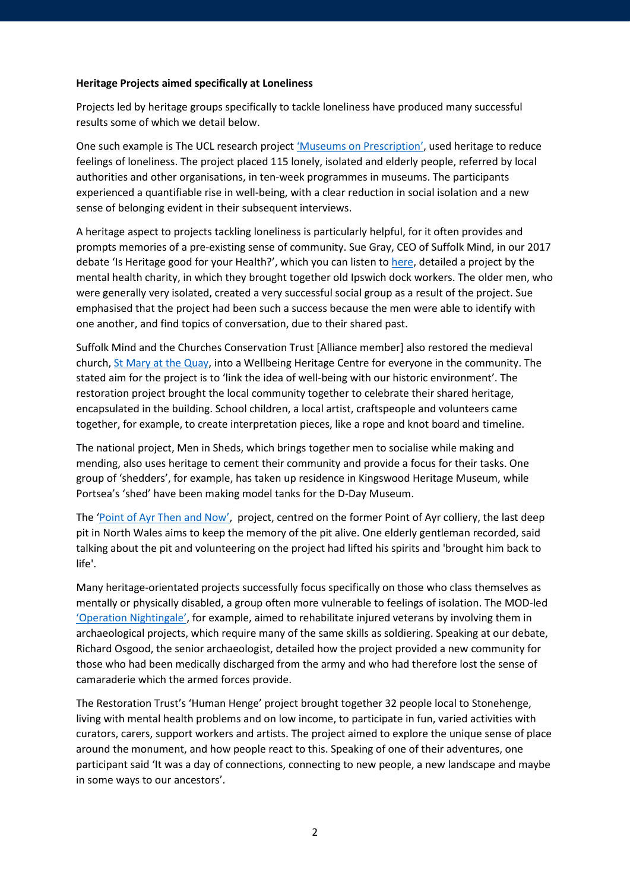**Heritage Projects aimed specifically at Loneliness**

Projects led by heritage groups specifically to tackle loneliness have produced many successful results some of which we detail below.

One such example is The UCL research project 'Museums on Prescription', used heritage to reduce feelings of loneliness. The project placed 115 lonely, isolated and elderly people, referred by local authorities and other organisations, in ten-week programmes in museums. The participants experienced a quantifiable rise in well-being, with a clear reduction in social isolation and a new sense of belonging evident in their subsequent interviews.

A heritage aspect to projects tackling loneliness is particularly helpful, for it often provides and prompts memories of a pre-existing sense of community. Sue Gray, CEO of Suffolk Mind, in our 2017 debate 'Is Heritage good for your Health?', which you can listen to here, detailed a project by the mental health charity, in which they brought together old Ipswich dock workers. The older men, who were generally very isolated, created a very successful social group as a result of the project. Sue emphasised that the project had been such a success because the men were able to identify with one another, and find topics of conversation, due to their shared past.

Suffolk Mind and the Churches Conservation Trust [Alliance member] also restored the medieval church, St Mary at the Quay, into a Wellbeing Heritage Centre for everyone in the community. The stated aim for the project is to 'link the idea of well-being with our historic environment'. The restoration project brought the local community together to celebrate their shared heritage, encapsulated in the building. School children, a local artist, craftspeople and volunteers came together, for example, to create interpretation pieces, like a rope and knot board and timeline.

The national project, Men in Sheds, which brings together men to socialise while making and mending, also uses heritage to cement their community and provide a focus for their tasks. One group of 'shedders', for example, has taken up residence in Kingswood Heritage Museum, while Portsea's 'shed' have been making model tanks for the D-Day Museum.

The 'Point of Ayr Then and Now', project, centred on the former Point of Ayr colliery, the last deep pit in North Wales aims to keep the memory of the pit alive. One elderly gentleman recorded, said talking about the pit and volunteering on the project had lifted his spirits and 'brought him back to life'.

Many heritage-orientated projects successfully focus specifically on those who class themselves as mentally or physically disabled, a group often more vulnerable to feelings of isolation. The MOD-led 'Operation Nightingale', for example, aimed to rehabilitate injured veterans by involving them in archaeological projects, which require many of the same skills as soldiering. Speaking at our debate, Richard Osgood, the senior archaeologist, detailed how the project provided a new community for those who had been medically discharged from the army and who had therefore lost the sense of camaraderie which the armed forces provide.

The Restoration Trust's 'Human Henge' project brought together 32 people local to Stonehenge, living with mental health problems and on low income, to participate in fun, varied activities with curators, carers, support workers and artists. The project aimed to explore the unique sense of place around the monument, and how people react to this. Speaking of one of their adventures, one participant said 'It was a day of connections, connecting to new people, a new landscape and maybe in some ways to our ancestors'.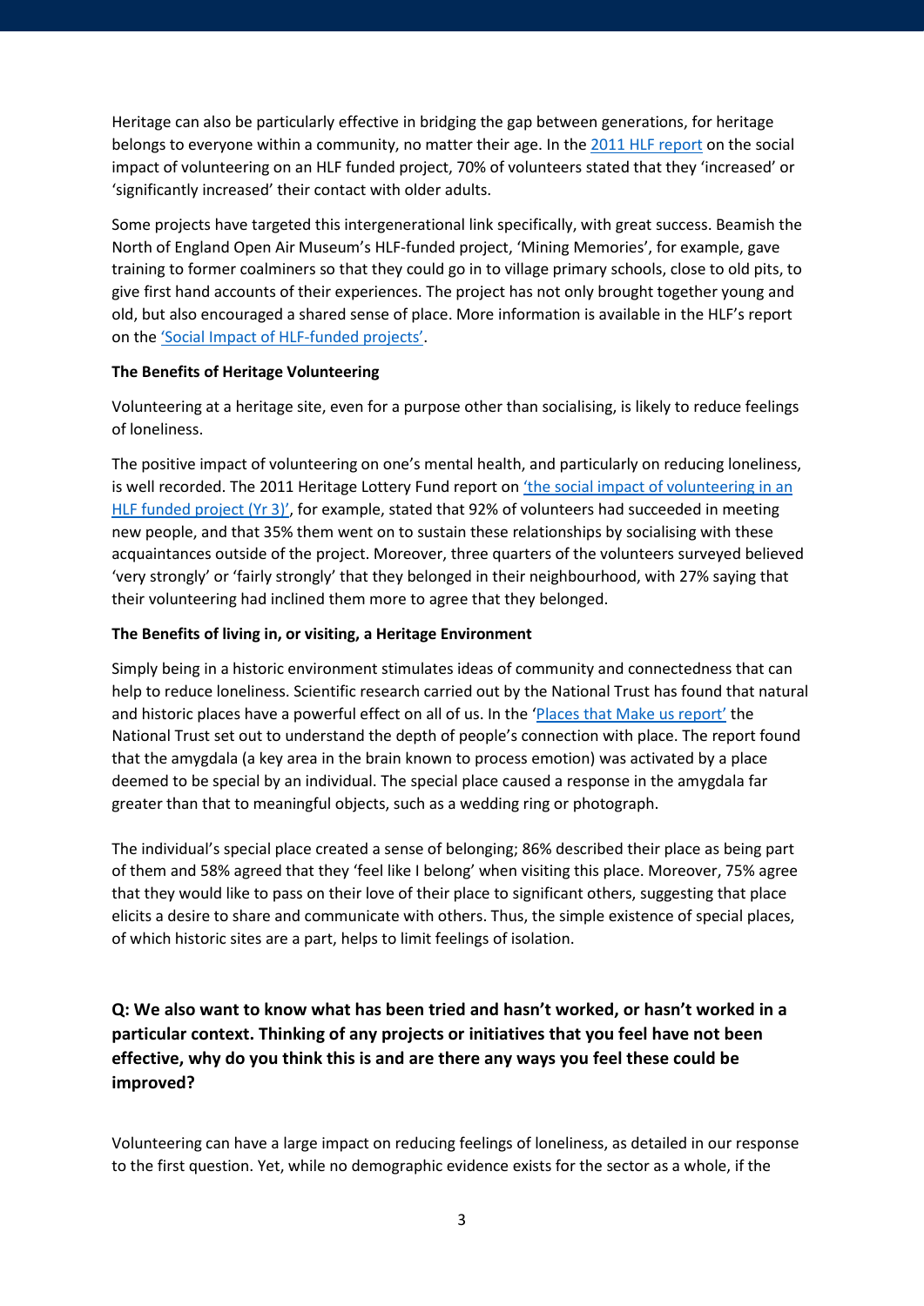Heritage can also be particularly effective in bridging the gap between generations, for heritage belongs to everyone within a community, no matter their age. In the 2011 HLF report on the social impact of volunteering on an HLF funded project, 70% of volunteers stated that they 'increased' or 'significantly increased' their contact with older adults.

Some projects have targeted this intergenerational link specifically, with great success. Beamish the North of England Open Air Museum's HLF-funded project, 'Mining Memories', for example, gave training to former coalminers so that they could go in to village primary schools, close to old pits, to give first hand accounts of their experiences. The project has not only brought together young and old, but also encouraged a shared sense of place. More information is available in the HLF's report on the 'Social Impact of HLF-funded projects'.

**The Benefits of Heritage Volunteering**

Volunteering at a heritage site, even for a purpose other than socialising, is likely to reduce feelings of loneliness.

The positive impact of volunteering on one's mental health, and particularly on reducing loneliness, is well recorded. The 2011 Heritage Lottery Fund report on 'the social impact of volunteering in an HLF funded project (Yr 3)', for example, stated that 92% of volunteers had succeeded in meeting new people, and that 35% them went on to sustain these relationships by socialising with these acquaintances outside of the project. Moreover, three quarters of the volunteers surveyed believed 'very strongly' or 'fairly strongly' that they belonged in their neighbourhood, with 27% saying that their volunteering had inclined them more to agree that they belonged.

**The Benefits of living in, or visiting, a Heritage Environment**

Simply being in a historic environment stimulates ideas of community and connectedness that can help to reduce loneliness. Scientific research carried out by the National Trust has found that natural and historic places have a powerful effect on all of us. In the 'Places that Make us report' the National Trust set out to understand the depth of people's connection with place. The report found that the amygdala (a key area in the brain known to process emotion) was activated by a place deemed to be special by an individual. The special place caused a response in the amygdala far greater than that to meaningful objects, such as a wedding ring or photograph.

The individual's special place created a sense of belonging; 86% described their place as being part of them and 58% agreed that they 'feel like I belong' when visiting this place. Moreover, 75% agree that they would like to pass on their love of their place to significant others, suggesting that place elicits a desire to share and communicate with others. Thus, the simple existence of special places, of which historic sites are a part, helps to limit feelings of isolation.

### Q: We also want to know what has been tried and hasn't worked, or hasn't worked in a particular context. Thinking of any projects or initiatives that you feel have not been effective, why do you think this is and are there any ways you feel these could be improved?

Volunteering can have a large impact on reducing feelings of loneliness, as detailed in our response to the first question. Yet, while no demographic evidence exists for the sector as a whole, if the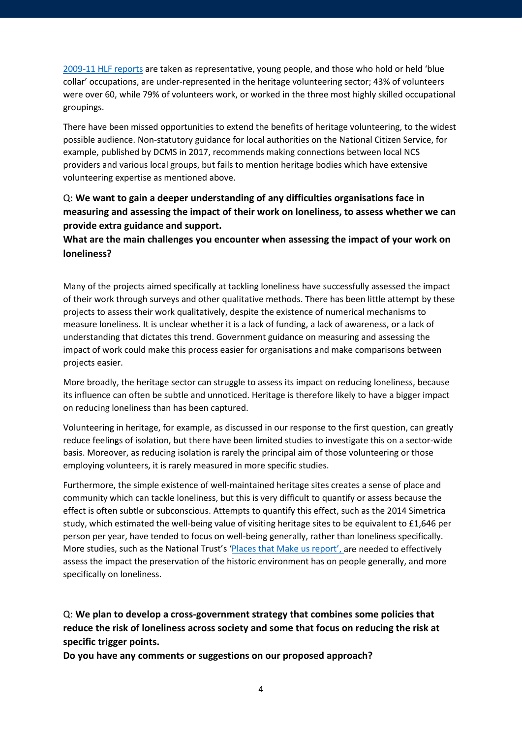2009-11 HLF reports are taken as representative, young people, and those who hold or held 'blue collar' occupations, are under-represented in the heritage volunteering sector; 43% of volunteers were over 60, while 79% of volunteers work, or worked in the three most highly skilled occupational groupings.

There have been missed opportunities to extend the benefits of heritage volunteering, to the widest possible audience. Non-statutory guidance for local authorities on the National Citizen Service, for example, published by DCMS in 2017, recommends making connections between local NCS providers and various local groups, but fails to mention heritage bodies which have extensive volunteering expertise as mentioned above.

Q: **We want to gain a deeper understanding of any difficulties organisations face in measuring and assessing the impact of their work on loneliness, to assess whether we can provide extra guidance and support.**
**What are the main challenges you encounter when assessing the impact of your work on loneliness?**

Many of the projects aimed specifically at tackling loneliness have successfully assessed the impact of their work through surveys and other qualitative methods. There has been little attempt by these projects to assess their work qualitatively, despite the existence of numerical mechanisms to measure loneliness. It is unclear whether it is a lack of funding, a lack of awareness, or a lack of understanding that dictates this trend. Government guidance on measuring and assessing the impact of work could make this process easier for organisations and make comparisons between projects easier.

More broadly, the heritage sector can struggle to assess its impact on reducing loneliness, because its influence can often be subtle and unnoticed. Heritage is therefore likely to have a bigger impact on reducing loneliness than has been captured.

Volunteering in heritage, for example, as discussed in our response to the first question, can greatly reduce feelings of isolation, but there have been limited studies to investigate this on a sector-wide basis. Moreover, as reducing isolation is rarely the principal aim of those volunteering or those employing volunteers, it is rarely measured in more specific studies.

Furthermore, the simple existence of well-maintained heritage sites creates a sense of place and community which can tackle loneliness, but this is very difficult to quantify or assess because the effect is often subtle or subconscious. Attempts to quantify this effect, such as the 2014 Simetrica study, which estimated the well-being value of visiting heritage sites to be equivalent to £1,646 per person per year, have tended to focus on well-being generally, rather than loneliness specifically. More studies, such as the National Trust's 'Places that Make us report', are needed to effectively assess the impact the preservation of the historic environment has on people generally, and more specifically on loneliness.

Q: **We plan to develop a cross-government strategy that combines some policies that reduce the risk of loneliness across society and some that focus on reducing the risk at specific trigger points.**
**Do you have any comments or suggestions on our proposed approach?**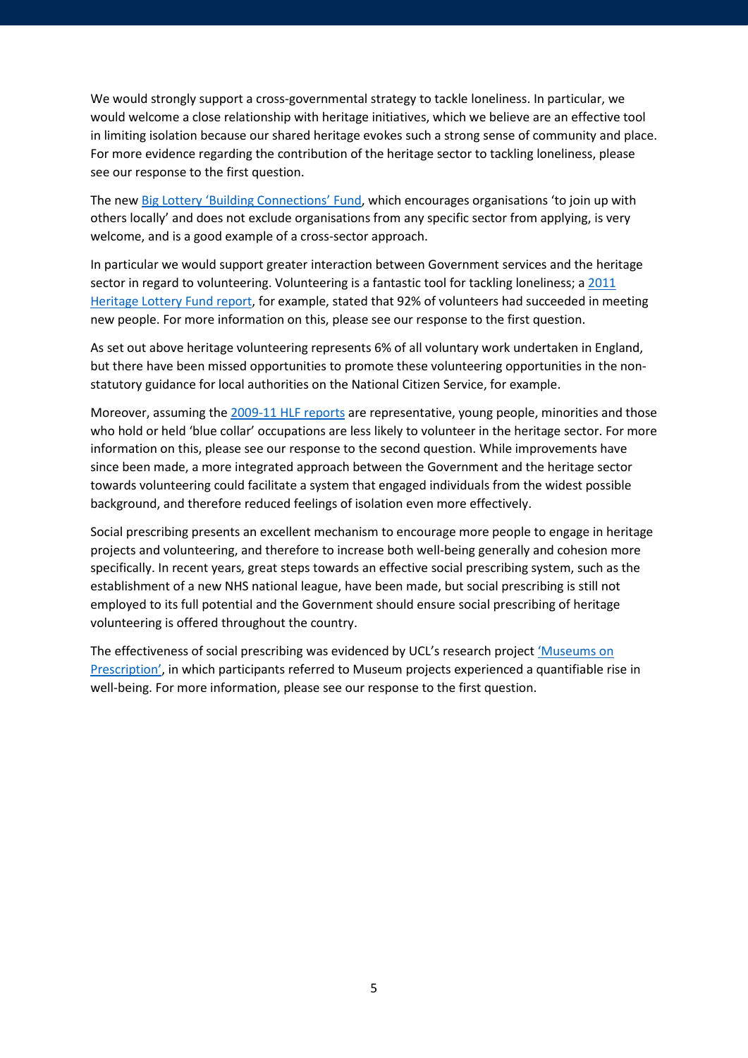We would strongly support a cross-governmental strategy to tackle loneliness. In particular, we would welcome a close relationship with heritage initiatives, which we believe are an effective tool in limiting isolation because our shared heritage evokes such a strong sense of community and place. For more evidence regarding the contribution of the heritage sector to tackling loneliness, please see our response to the first question.

The new Big Lottery 'Building Connections' Fund, which encourages organisations 'to join up with others locally' and does not exclude organisations from any specific sector from applying, is very welcome, and is a good example of a cross-sector approach.

In particular we would support greater interaction between Government services and the heritage sector in regard to volunteering. Volunteering is a fantastic tool for tackling loneliness; a 2011 Heritage Lottery Fund report, for example, stated that 92% of volunteers had succeeded in meeting new people. For more information on this, please see our response to the first question.

As set out above heritage volunteering represents 6% of all voluntary work undertaken in England, but there have been missed opportunities to promote these volunteering opportunities in the non-statutory guidance for local authorities on the National Citizen Service, for example.

Moreover, assuming the 2009-11 HLF reports are representative, young people, minorities and those who hold or held 'blue collar' occupations are less likely to volunteer in the heritage sector. For more information on this, please see our response to the second question. While improvements have since been made, a more integrated approach between the Government and the heritage sector towards volunteering could facilitate a system that engaged individuals from the widest possible background, and therefore reduced feelings of isolation even more effectively.

Social prescribing presents an excellent mechanism to encourage more people to engage in heritage projects and volunteering, and therefore to increase both well-being generally and cohesion more specifically. In recent years, great steps towards an effective social prescribing system, such as the establishment of a new NHS national league, have been made, but social prescribing is still not employed to its full potential and the Government should ensure social prescribing of heritage volunteering is offered throughout the country.

The effectiveness of social prescribing was evidenced by UCL's research project 'Museums on Prescription', in which participants referred to Museum projects experienced a quantifiable rise in well-being. For more information, please see our response to the first question.